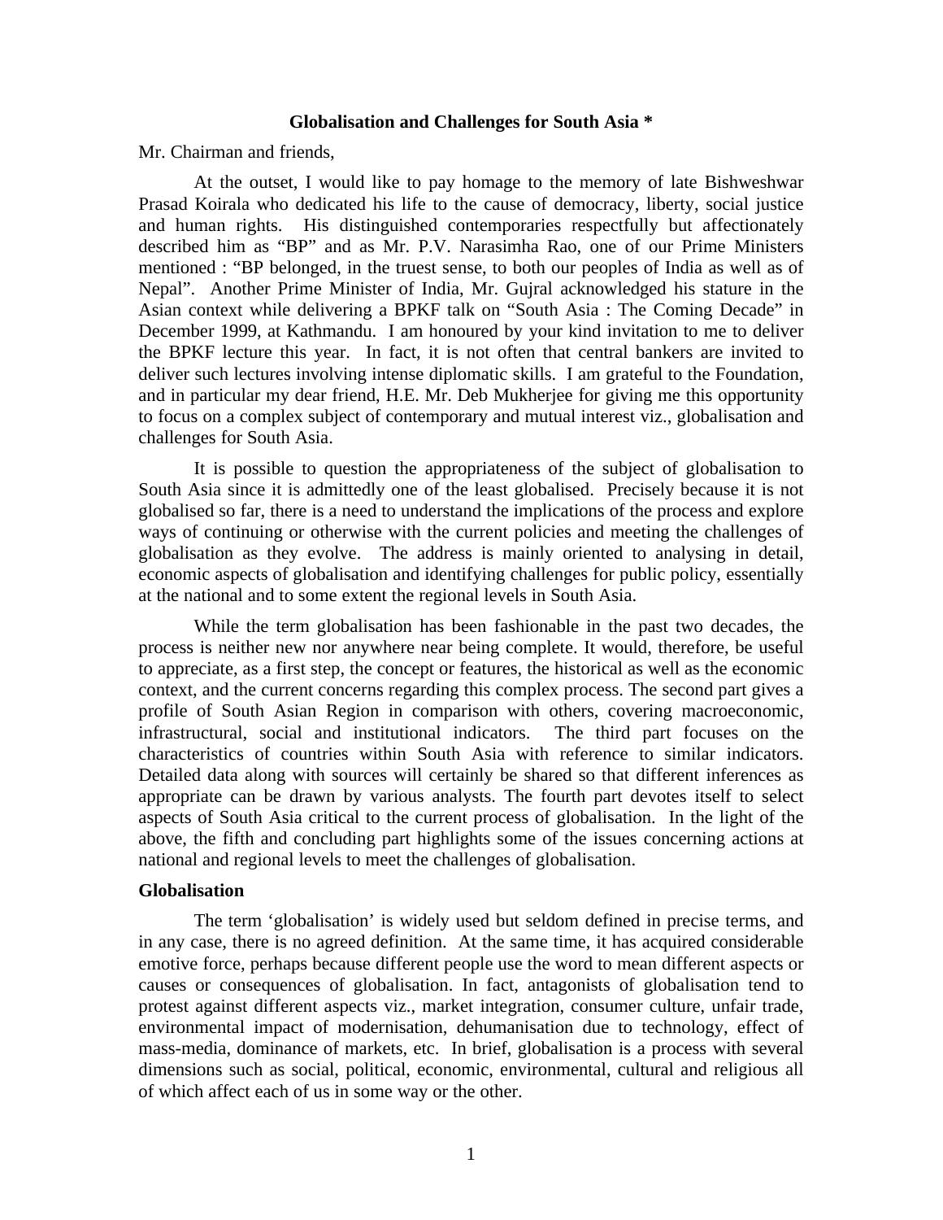# Globalisation and Challenges for South Asia *

Mr. Chairman and friends,

At the outset, I would like to pay homage to the memory of late Bishweshwar Prasad Koirala who dedicated his life to the cause of democracy, liberty, social justice and human rights. His distinguished contemporaries respectfully but affectionately described him as "BP" and as Mr. P.V. Narasimha Rao, one of our Prime Ministers mentioned : "BP belonged, in the truest sense, to both our peoples of India as well as of Nepal". Another Prime Minister of India, Mr. Gujral acknowledged his stature in the Asian context while delivering a BPKF talk on "South Asia : The Coming Decade" in December 1999, at Kathmandu. I am honoured by your kind invitation to me to deliver the BPKF lecture this year. In fact, it is not often that central bankers are invited to deliver such lectures involving intense diplomatic skills. I am grateful to the Foundation, and in particular my dear friend, H.E. Mr. Deb Mukherjee for giving me this opportunity to focus on a complex subject of contemporary and mutual interest viz., globalisation and challenges for South Asia.

It is possible to question the appropriateness of the subject of globalisation to South Asia since it is admittedly one of the least globalised. Precisely because it is not globalised so far, there is a need to understand the implications of the process and explore ways of continuing or otherwise with the current policies and meeting the challenges of globalisation as they evolve. The address is mainly oriented to analysing in detail, economic aspects of globalisation and identifying challenges for public policy, essentially at the national and to some extent the regional levels in South Asia.

While the term globalisation has been fashionable in the past two decades, the process is neither new nor anywhere near being complete. It would, therefore, be useful to appreciate, as a first step, the concept or features, the historical as well as the economic context, and the current concerns regarding this complex process. The second part gives a profile of South Asian Region in comparison with others, covering macroeconomic, infrastructural, social and institutional indicators. The third part focuses on the characteristics of countries within South Asia with reference to similar indicators. Detailed data along with sources will certainly be shared so that different inferences as appropriate can be drawn by various analysts. The fourth part devotes itself to select aspects of South Asia critical to the current process of globalisation. In the light of the above, the fifth and concluding part highlights some of the issues concerning actions at national and regional levels to meet the challenges of globalisation.

## Globalisation

The term 'globalisation' is widely used but seldom defined in precise terms, and in any case, there is no agreed definition. At the same time, it has acquired considerable emotive force, perhaps because different people use the word to mean different aspects or causes or consequences of globalisation. In fact, antagonists of globalisation tend to protest against different aspects viz., market integration, consumer culture, unfair trade, environmental impact of modernisation, dehumanisation due to technology, effect of mass-media, dominance of markets, etc. In brief, globalisation is a process with several dimensions such as social, political, economic, environmental, cultural and religious all of which affect each of us in some way or the other.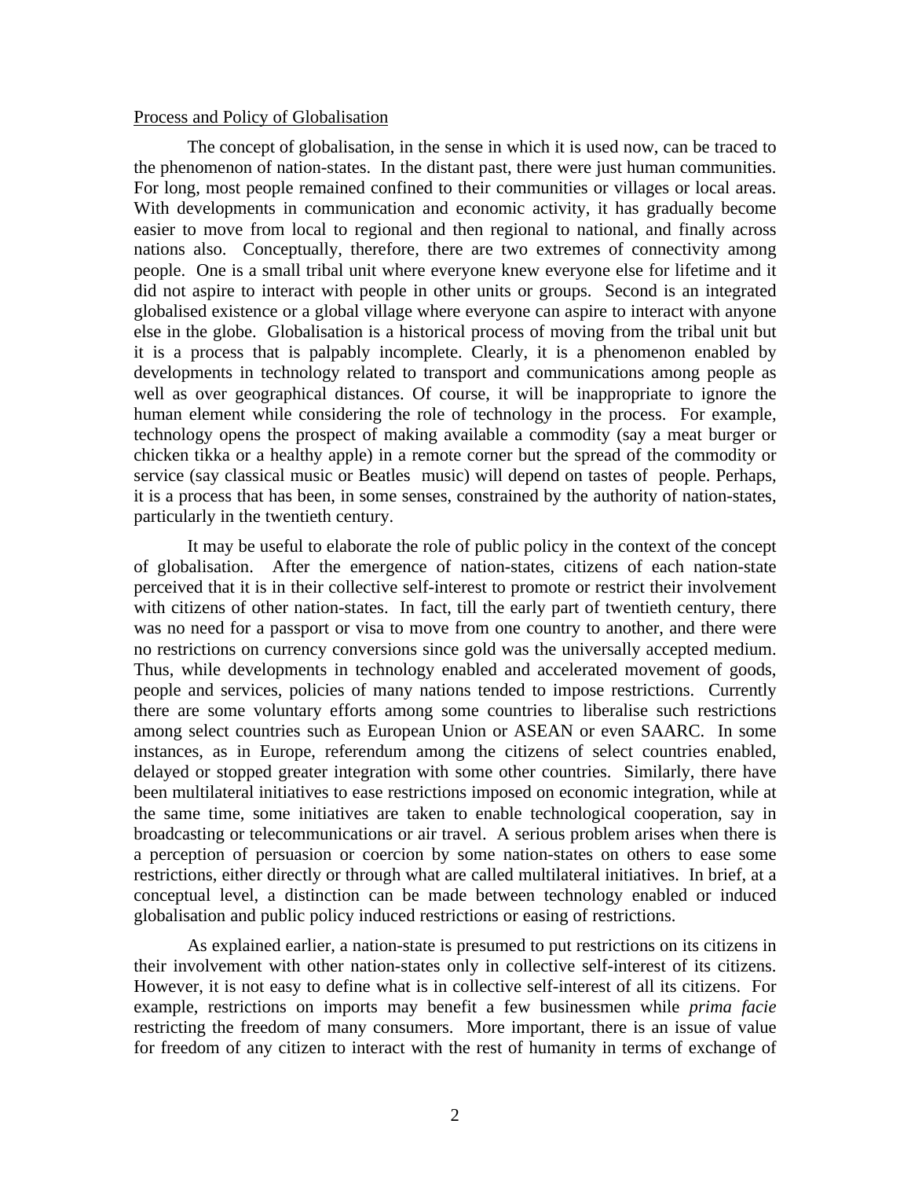Process and Policy of Globalisation

The concept of globalisation, in the sense in which it is used now, can be traced to the phenomenon of nation-states. In the distant past, there were just human communities. For long, most people remained confined to their communities or villages or local areas. With developments in communication and economic activity, it has gradually become easier to move from local to regional and then regional to national, and finally across nations also. Conceptually, therefore, there are two extremes of connectivity among people. One is a small tribal unit where everyone knew everyone else for lifetime and it did not aspire to interact with people in other units or groups. Second is an integrated globalised existence or a global village where everyone can aspire to interact with anyone else in the globe. Globalisation is a historical process of moving from the tribal unit but it is a process that is palpably incomplete. Clearly, it is a phenomenon enabled by developments in technology related to transport and communications among people as well as over geographical distances. Of course, it will be inappropriate to ignore the human element while considering the role of technology in the process. For example, technology opens the prospect of making available a commodity (say a meat burger or chicken tikka or a healthy apple) in a remote corner but the spread of the commodity or service (say classical music or Beatles music) will depend on tastes of people. Perhaps, it is a process that has been, in some senses, constrained by the authority of nation-states, particularly in the twentieth century.

It may be useful to elaborate the role of public policy in the context of the concept of globalisation. After the emergence of nation-states, citizens of each nation-state perceived that it is in their collective self-interest to promote or restrict their involvement with citizens of other nation-states. In fact, till the early part of twentieth century, there was no need for a passport or visa to move from one country to another, and there were no restrictions on currency conversions since gold was the universally accepted medium. Thus, while developments in technology enabled and accelerated movement of goods, people and services, policies of many nations tended to impose restrictions. Currently there are some voluntary efforts among some countries to liberalise such restrictions among select countries such as European Union or ASEAN or even SAARC. In some instances, as in Europe, referendum among the citizens of select countries enabled, delayed or stopped greater integration with some other countries. Similarly, there have been multilateral initiatives to ease restrictions imposed on economic integration, while at the same time, some initiatives are taken to enable technological cooperation, say in broadcasting or telecommunications or air travel. A serious problem arises when there is a perception of persuasion or coercion by some nation-states on others to ease some restrictions, either directly or through what are called multilateral initiatives. In brief, at a conceptual level, a distinction can be made between technology enabled or induced globalisation and public policy induced restrictions or easing of restrictions.

As explained earlier, a nation-state is presumed to put restrictions on its citizens in their involvement with other nation-states only in collective self-interest of its citizens. However, it is not easy to define what is in collective self-interest of all its citizens. For example, restrictions on imports may benefit a few businessmen while *prima facie* restricting the freedom of many consumers. More important, there is an issue of value for freedom of any citizen to interact with the rest of humanity in terms of exchange of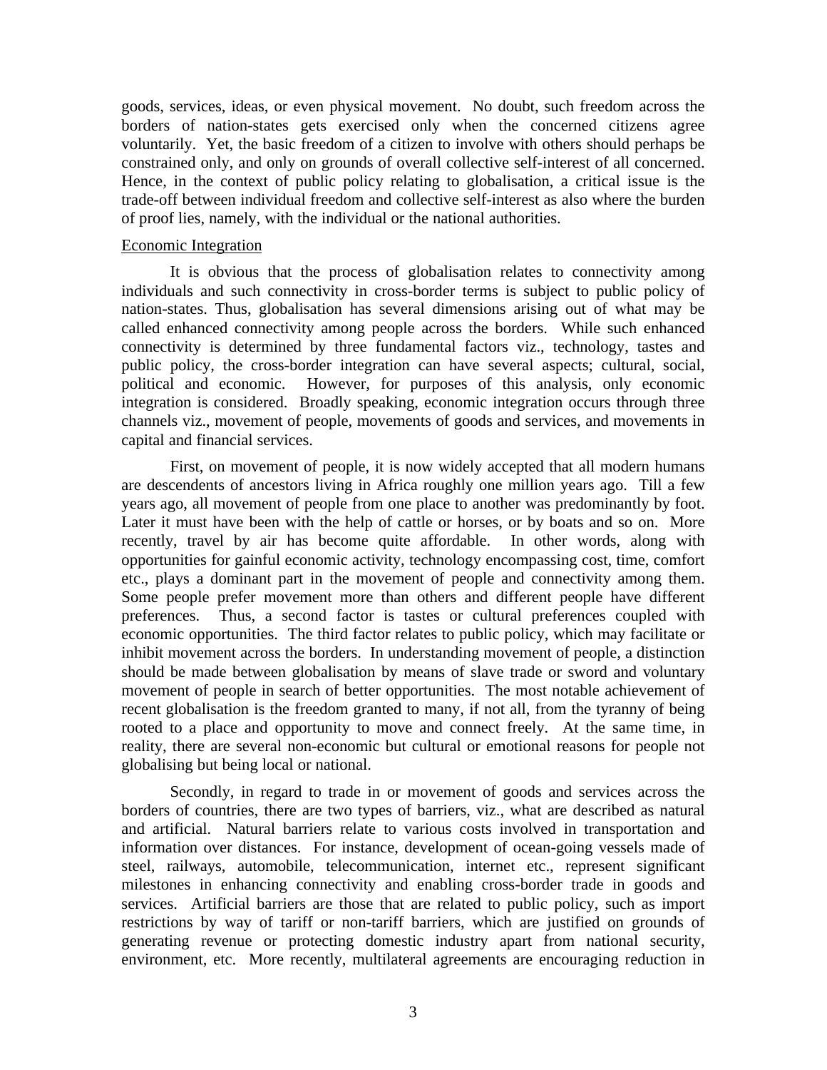goods, services, ideas, or even physical movement. No doubt, such freedom across the borders of nation-states gets exercised only when the concerned citizens agree voluntarily. Yet, the basic freedom of a citizen to involve with others should perhaps be constrained only, and only on grounds of overall collective self-interest of all concerned. Hence, in the context of public policy relating to globalisation, a critical issue is the trade-off between individual freedom and collective self-interest as also where the burden of proof lies, namely, with the individual or the national authorities.

<u>Economic Integration</u>

It is obvious that the process of globalisation relates to connectivity among individuals and such connectivity in cross-border terms is subject to public policy of nation-states. Thus, globalisation has several dimensions arising out of what may be called enhanced connectivity among people across the borders. While such enhanced connectivity is determined by three fundamental factors viz., technology, tastes and public policy, the cross-border integration can have several aspects; cultural, social, political and economic. However, for purposes of this analysis, only economic integration is considered. Broadly speaking, economic integration occurs through three channels viz., movement of people, movements of goods and services, and movements in capital and financial services.

First, on movement of people, it is now widely accepted that all modern humans are descendents of ancestors living in Africa roughly one million years ago. Till a few years ago, all movement of people from one place to another was predominantly by foot. Later it must have been with the help of cattle or horses, or by boats and so on. More recently, travel by air has become quite affordable. In other words, along with opportunities for gainful economic activity, technology encompassing cost, time, comfort etc., plays a dominant part in the movement of people and connectivity among them. Some people prefer movement more than others and different people have different preferences. Thus, a second factor is tastes or cultural preferences coupled with economic opportunities. The third factor relates to public policy, which may facilitate or inhibit movement across the borders. In understanding movement of people, a distinction should be made between globalisation by means of slave trade or sword and voluntary movement of people in search of better opportunities. The most notable achievement of recent globalisation is the freedom granted to many, if not all, from the tyranny of being rooted to a place and opportunity to move and connect freely. At the same time, in reality, there are several non-economic but cultural or emotional reasons for people not globalising but being local or national.

Secondly, in regard to trade in or movement of goods and services across the borders of countries, there are two types of barriers, viz., what are described as natural and artificial. Natural barriers relate to various costs involved in transportation and information over distances. For instance, development of ocean-going vessels made of steel, railways, automobile, telecommunication, internet etc., represent significant milestones in enhancing connectivity and enabling cross-border trade in goods and services. Artificial barriers are those that are related to public policy, such as import restrictions by way of tariff or non-tariff barriers, which are justified on grounds of generating revenue or protecting domestic industry apart from national security, environment, etc. More recently, multilateral agreements are encouraging reduction in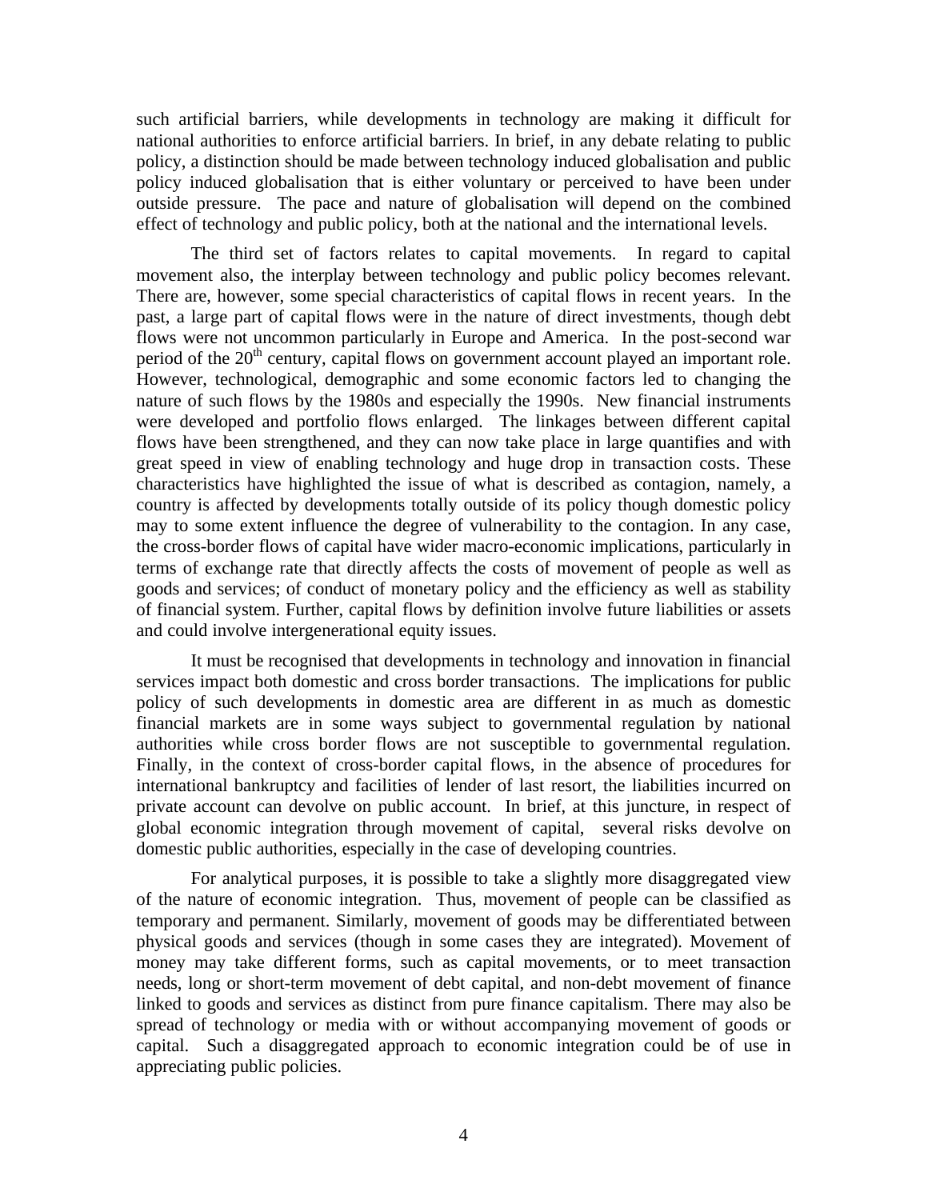such artificial barriers, while developments in technology are making it difficult for national authorities to enforce artificial barriers. In brief, in any debate relating to public policy, a distinction should be made between technology induced globalisation and public policy induced globalisation that is either voluntary or perceived to have been under outside pressure. The pace and nature of globalisation will depend on the combined effect of technology and public policy, both at the national and the international levels.

The third set of factors relates to capital movements. In regard to capital movement also, the interplay between technology and public policy becomes relevant. There are, however, some special characteristics of capital flows in recent years. In the past, a large part of capital flows were in the nature of direct investments, though debt flows were not uncommon particularly in Europe and America. In the post-second war period of the 20th century, capital flows on government account played an important role. However, technological, demographic and some economic factors led to changing the nature of such flows by the 1980s and especially the 1990s. New financial instruments were developed and portfolio flows enlarged. The linkages between different capital flows have been strengthened, and they can now take place in large quantifies and with great speed in view of enabling technology and huge drop in transaction costs. These characteristics have highlighted the issue of what is described as contagion, namely, a country is affected by developments totally outside of its policy though domestic policy may to some extent influence the degree of vulnerability to the contagion. In any case, the cross-border flows of capital have wider macro-economic implications, particularly in terms of exchange rate that directly affects the costs of movement of people as well as goods and services; of conduct of monetary policy and the efficiency as well as stability of financial system. Further, capital flows by definition involve future liabilities or assets and could involve intergenerational equity issues.

It must be recognised that developments in technology and innovation in financial services impact both domestic and cross border transactions. The implications for public policy of such developments in domestic area are different in as much as domestic financial markets are in some ways subject to governmental regulation by national authorities while cross border flows are not susceptible to governmental regulation. Finally, in the context of cross-border capital flows, in the absence of procedures for international bankruptcy and facilities of lender of last resort, the liabilities incurred on private account can devolve on public account. In brief, at this juncture, in respect of global economic integration through movement of capital, several risks devolve on domestic public authorities, especially in the case of developing countries.

For analytical purposes, it is possible to take a slightly more disaggregated view of the nature of economic integration. Thus, movement of people can be classified as temporary and permanent. Similarly, movement of goods may be differentiated between physical goods and services (though in some cases they are integrated). Movement of money may take different forms, such as capital movements, or to meet transaction needs, long or short-term movement of debt capital, and non-debt movement of finance linked to goods and services as distinct from pure finance capitalism. There may also be spread of technology or media with or without accompanying movement of goods or capital. Such a disaggregated approach to economic integration could be of use in appreciating public policies.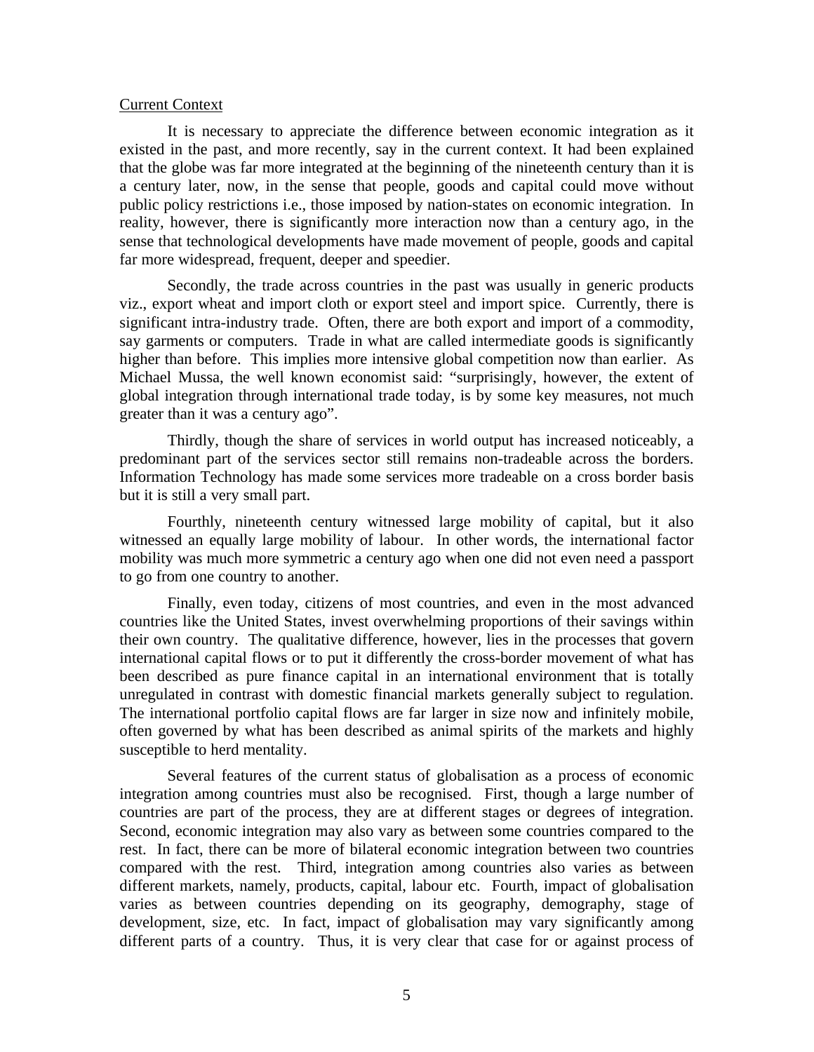## Current Context

It is necessary to appreciate the difference between economic integration as it existed in the past, and more recently, say in the current context. It had been explained that the globe was far more integrated at the beginning of the nineteenth century than it is a century later, now, in the sense that people, goods and capital could move without public policy restrictions i.e., those imposed by nation-states on economic integration. In reality, however, there is significantly more interaction now than a century ago, in the sense that technological developments have made movement of people, goods and capital far more widespread, frequent, deeper and speedier.

Secondly, the trade across countries in the past was usually in generic products viz., export wheat and import cloth or export steel and import spice. Currently, there is significant intra-industry trade. Often, there are both export and import of a commodity, say garments or computers. Trade in what are called intermediate goods is significantly higher than before. This implies more intensive global competition now than earlier. As Michael Mussa, the well known economist said: "surprisingly, however, the extent of global integration through international trade today, is by some key measures, not much greater than it was a century ago".

Thirdly, though the share of services in world output has increased noticeably, a predominant part of the services sector still remains non-tradeable across the borders. Information Technology has made some services more tradeable on a cross border basis but it is still a very small part.

Fourthly, nineteenth century witnessed large mobility of capital, but it also witnessed an equally large mobility of labour. In other words, the international factor mobility was much more symmetric a century ago when one did not even need a passport to go from one country to another.

Finally, even today, citizens of most countries, and even in the most advanced countries like the United States, invest overwhelming proportions of their savings within their own country. The qualitative difference, however, lies in the processes that govern international capital flows or to put it differently the cross-border movement of what has been described as pure finance capital in an international environment that is totally unregulated in contrast with domestic financial markets generally subject to regulation. The international portfolio capital flows are far larger in size now and infinitely mobile, often governed by what has been described as animal spirits of the markets and highly susceptible to herd mentality.

Several features of the current status of globalisation as a process of economic integration among countries must also be recognised. First, though a large number of countries are part of the process, they are at different stages or degrees of integration. Second, economic integration may also vary as between some countries compared to the rest. In fact, there can be more of bilateral economic integration between two countries compared with the rest. Third, integration among countries also varies as between different markets, namely, products, capital, labour etc. Fourth, impact of globalisation varies as between countries depending on its geography, demography, stage of development, size, etc. In fact, impact of globalisation may vary significantly among different parts of a country. Thus, it is very clear that case for or against process of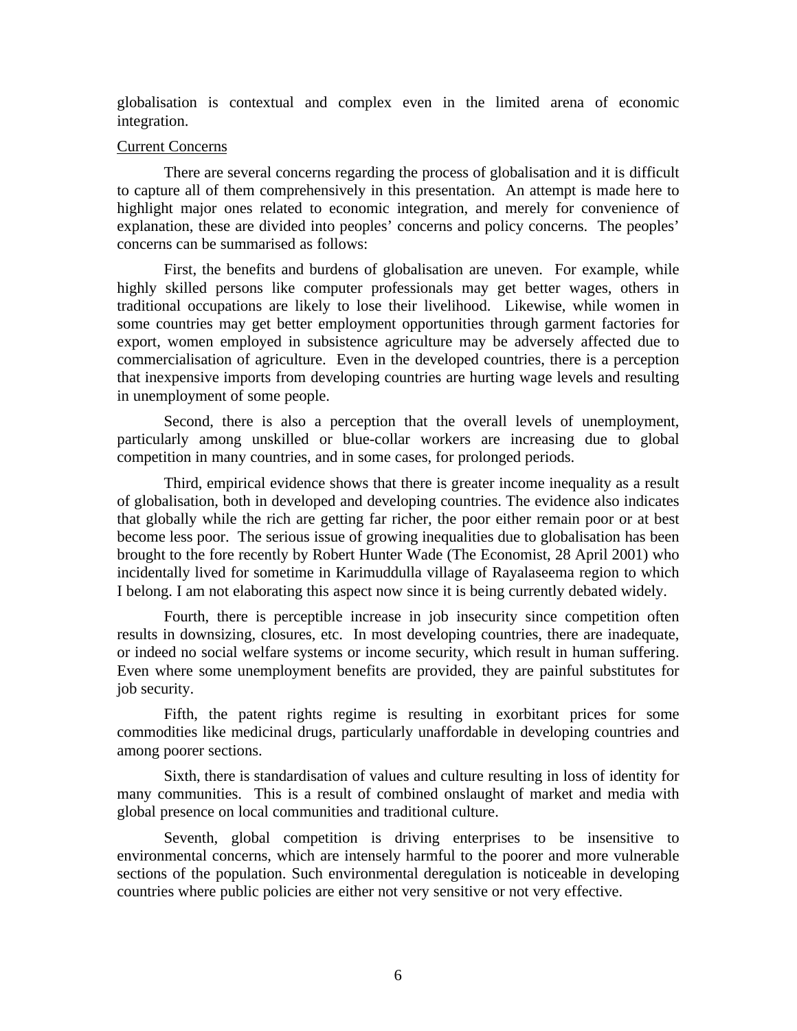globalisation is contextual and complex even in the limited arena of economic integration.

Current Concerns

There are several concerns regarding the process of globalisation and it is difficult to capture all of them comprehensively in this presentation. An attempt is made here to highlight major ones related to economic integration, and merely for convenience of explanation, these are divided into peoples' concerns and policy concerns. The peoples' concerns can be summarised as follows:

First, the benefits and burdens of globalisation are uneven. For example, while highly skilled persons like computer professionals may get better wages, others in traditional occupations are likely to lose their livelihood. Likewise, while women in some countries may get better employment opportunities through garment factories for export, women employed in subsistence agriculture may be adversely affected due to commercialisation of agriculture. Even in the developed countries, there is a perception that inexpensive imports from developing countries are hurting wage levels and resulting in unemployment of some people.

Second, there is also a perception that the overall levels of unemployment, particularly among unskilled or blue-collar workers are increasing due to global competition in many countries, and in some cases, for prolonged periods.

Third, empirical evidence shows that there is greater income inequality as a result of globalisation, both in developed and developing countries. The evidence also indicates that globally while the rich are getting far richer, the poor either remain poor or at best become less poor. The serious issue of growing inequalities due to globalisation has been brought to the fore recently by Robert Hunter Wade (The Economist, 28 April 2001) who incidentally lived for sometime in Karimuddulla village of Rayalaseema region to which I belong. I am not elaborating this aspect now since it is being currently debated widely.

Fourth, there is perceptible increase in job insecurity since competition often results in downsizing, closures, etc. In most developing countries, there are inadequate, or indeed no social welfare systems or income security, which result in human suffering. Even where some unemployment benefits are provided, they are painful substitutes for job security.

Fifth, the patent rights regime is resulting in exorbitant prices for some commodities like medicinal drugs, particularly unaffordable in developing countries and among poorer sections.

Sixth, there is standardisation of values and culture resulting in loss of identity for many communities. This is a result of combined onslaught of market and media with global presence on local communities and traditional culture.

Seventh, global competition is driving enterprises to be insensitive to environmental concerns, which are intensely harmful to the poorer and more vulnerable sections of the population. Such environmental deregulation is noticeable in developing countries where public policies are either not very sensitive or not very effective.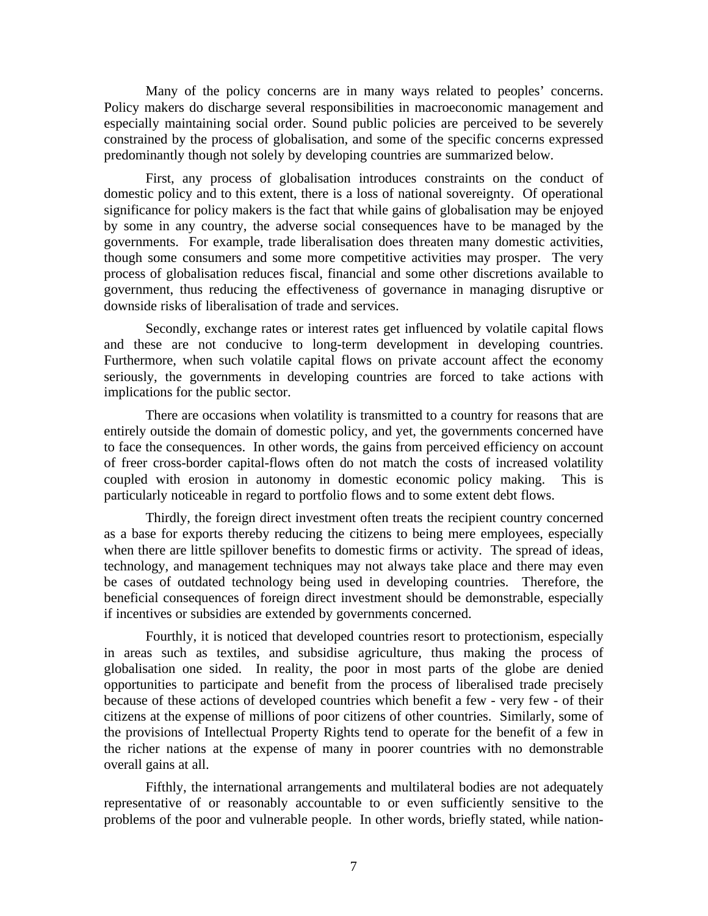Many of the policy concerns are in many ways related to peoples' concerns. Policy makers do discharge several responsibilities in macroeconomic management and especially maintaining social order. Sound public policies are perceived to be severely constrained by the process of globalisation, and some of the specific concerns expressed predominantly though not solely by developing countries are summarized below.

First, any process of globalisation introduces constraints on the conduct of domestic policy and to this extent, there is a loss of national sovereignty. Of operational significance for policy makers is the fact that while gains of globalisation may be enjoyed by some in any country, the adverse social consequences have to be managed by the governments. For example, trade liberalisation does threaten many domestic activities, though some consumers and some more competitive activities may prosper. The very process of globalisation reduces fiscal, financial and some other discretions available to government, thus reducing the effectiveness of governance in managing disruptive or downside risks of liberalisation of trade and services.

Secondly, exchange rates or interest rates get influenced by volatile capital flows and these are not conducive to long-term development in developing countries. Furthermore, when such volatile capital flows on private account affect the economy seriously, the governments in developing countries are forced to take actions with implications for the public sector.

There are occasions when volatility is transmitted to a country for reasons that are entirely outside the domain of domestic policy, and yet, the governments concerned have to face the consequences. In other words, the gains from perceived efficiency on account of freer cross-border capital-flows often do not match the costs of increased volatility coupled with erosion in autonomy in domestic economic policy making. This is particularly noticeable in regard to portfolio flows and to some extent debt flows.

Thirdly, the foreign direct investment often treats the recipient country concerned as a base for exports thereby reducing the citizens to being mere employees, especially when there are little spillover benefits to domestic firms or activity. The spread of ideas, technology, and management techniques may not always take place and there may even be cases of outdated technology being used in developing countries. Therefore, the beneficial consequences of foreign direct investment should be demonstrable, especially if incentives or subsidies are extended by governments concerned.

Fourthly, it is noticed that developed countries resort to protectionism, especially in areas such as textiles, and subsidise agriculture, thus making the process of globalisation one sided. In reality, the poor in most parts of the globe are denied opportunities to participate and benefit from the process of liberalised trade precisely because of these actions of developed countries which benefit a few - very few - of their citizens at the expense of millions of poor citizens of other countries. Similarly, some of the provisions of Intellectual Property Rights tend to operate for the benefit of a few in the richer nations at the expense of many in poorer countries with no demonstrable overall gains at all.

Fifthly, the international arrangements and multilateral bodies are not adequately representative of or reasonably accountable to or even sufficiently sensitive to the problems of the poor and vulnerable people. In other words, briefly stated, while nation-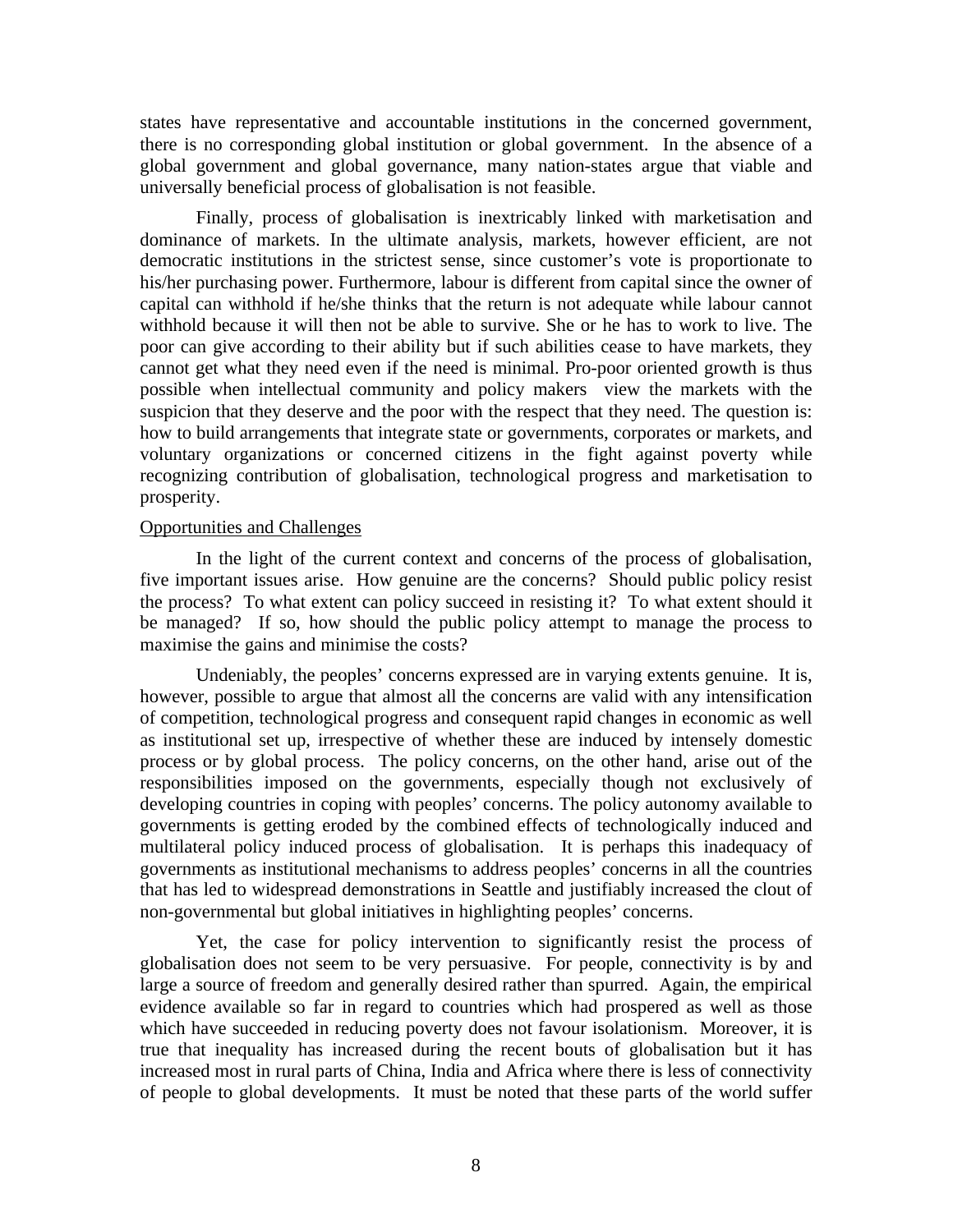states have representative and accountable institutions in the concerned government, there is no corresponding global institution or global government. In the absence of a global government and global governance, many nation-states argue that viable and universally beneficial process of globalisation is not feasible.

Finally, process of globalisation is inextricably linked with marketisation and dominance of markets. In the ultimate analysis, markets, however efficient, are not democratic institutions in the strictest sense, since customer's vote is proportionate to his/her purchasing power. Furthermore, labour is different from capital since the owner of capital can withhold if he/she thinks that the return is not adequate while labour cannot withhold because it will then not be able to survive. She or he has to work to live. The poor can give according to their ability but if such abilities cease to have markets, they cannot get what they need even if the need is minimal. Pro-poor oriented growth is thus possible when intellectual community and policy makers view the markets with the suspicion that they deserve and the poor with the respect that they need. The question is: how to build arrangements that integrate state or governments, corporates or markets, and voluntary organizations or concerned citizens in the fight against poverty while recognizing contribution of globalisation, technological progress and marketisation to prosperity.

## Opportunities and Challenges

In the light of the current context and concerns of the process of globalisation, five important issues arise. How genuine are the concerns? Should public policy resist the process? To what extent can policy succeed in resisting it? To what extent should it be managed? If so, how should the public policy attempt to manage the process to maximise the gains and minimise the costs?

Undeniably, the peoples' concerns expressed are in varying extents genuine. It is, however, possible to argue that almost all the concerns are valid with any intensification of competition, technological progress and consequent rapid changes in economic as well as institutional set up, irrespective of whether these are induced by intensely domestic process or by global process. The policy concerns, on the other hand, arise out of the responsibilities imposed on the governments, especially though not exclusively of developing countries in coping with peoples' concerns. The policy autonomy available to governments is getting eroded by the combined effects of technologically induced and multilateral policy induced process of globalisation. It is perhaps this inadequacy of governments as institutional mechanisms to address peoples' concerns in all the countries that has led to widespread demonstrations in Seattle and justifiably increased the clout of non-governmental but global initiatives in highlighting peoples' concerns.

Yet, the case for policy intervention to significantly resist the process of globalisation does not seem to be very persuasive. For people, connectivity is by and large a source of freedom and generally desired rather than spurred. Again, the empirical evidence available so far in regard to countries which had prospered as well as those which have succeeded in reducing poverty does not favour isolationism. Moreover, it is true that inequality has increased during the recent bouts of globalisation but it has increased most in rural parts of China, India and Africa where there is less of connectivity of people to global developments. It must be noted that these parts of the world suffer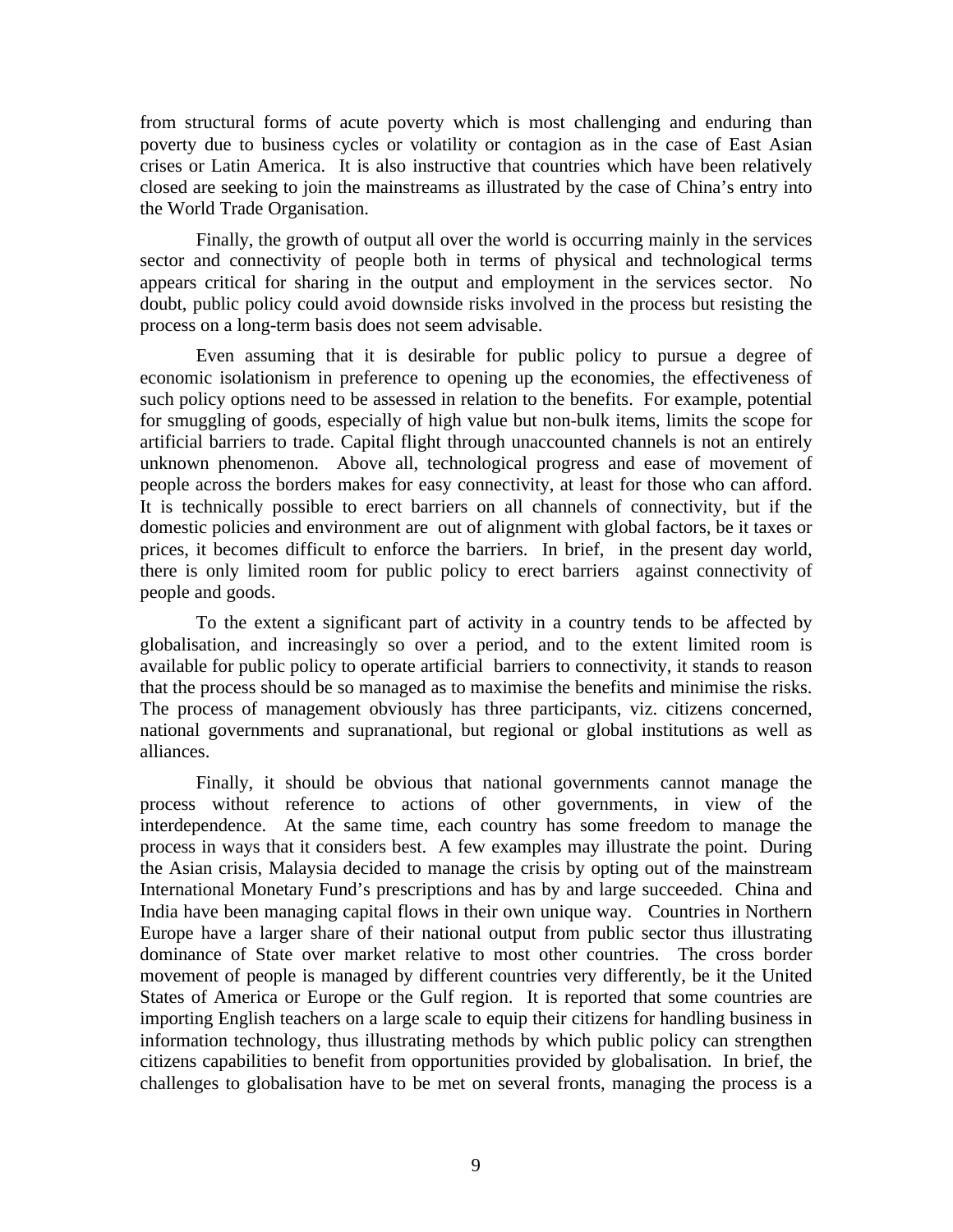from structural forms of acute poverty which is most challenging and enduring than poverty due to business cycles or volatility or contagion as in the case of East Asian crises or Latin America. It is also instructive that countries which have been relatively closed are seeking to join the mainstreams as illustrated by the case of China's entry into the World Trade Organisation.

Finally, the growth of output all over the world is occurring mainly in the services sector and connectivity of people both in terms of physical and technological terms appears critical for sharing in the output and employment in the services sector. No doubt, public policy could avoid downside risks involved in the process but resisting the process on a long-term basis does not seem advisable.

Even assuming that it is desirable for public policy to pursue a degree of economic isolationism in preference to opening up the economies, the effectiveness of such policy options need to be assessed in relation to the benefits. For example, potential for smuggling of goods, especially of high value but non-bulk items, limits the scope for artificial barriers to trade. Capital flight through unaccounted channels is not an entirely unknown phenomenon. Above all, technological progress and ease of movement of people across the borders makes for easy connectivity, at least for those who can afford. It is technically possible to erect barriers on all channels of connectivity, but if the domestic policies and environment are out of alignment with global factors, be it taxes or prices, it becomes difficult to enforce the barriers. In brief, in the present day world, there is only limited room for public policy to erect barriers against connectivity of people and goods.

To the extent a significant part of activity in a country tends to be affected by globalisation, and increasingly so over a period, and to the extent limited room is available for public policy to operate artificial barriers to connectivity, it stands to reason that the process should be so managed as to maximise the benefits and minimise the risks. The process of management obviously has three participants, viz. citizens concerned, national governments and supranational, but regional or global institutions as well as alliances.

Finally, it should be obvious that national governments cannot manage the process without reference to actions of other governments, in view of the interdependence. At the same time, each country has some freedom to manage the process in ways that it considers best. A few examples may illustrate the point. During the Asian crisis, Malaysia decided to manage the crisis by opting out of the mainstream International Monetary Fund's prescriptions and has by and large succeeded. China and India have been managing capital flows in their own unique way. Countries in Northern Europe have a larger share of their national output from public sector thus illustrating dominance of State over market relative to most other countries. The cross border movement of people is managed by different countries very differently, be it the United States of America or Europe or the Gulf region. It is reported that some countries are importing English teachers on a large scale to equip their citizens for handling business in information technology, thus illustrating methods by which public policy can strengthen citizens capabilities to benefit from opportunities provided by globalisation. In brief, the challenges to globalisation have to be met on several fronts, managing the process is a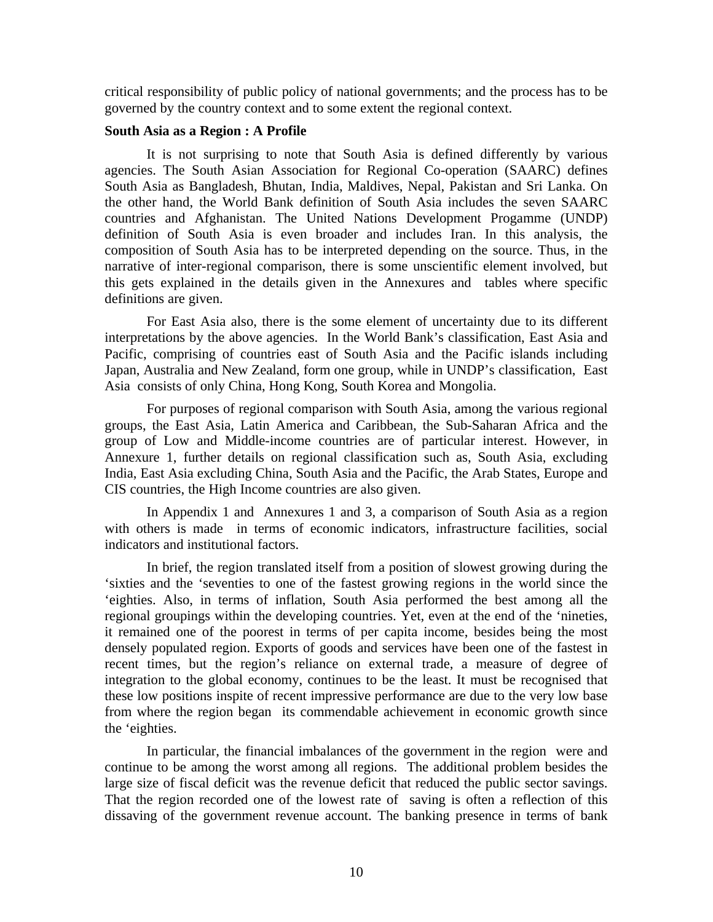critical responsibility of public policy of national governments; and the process has to be governed by the country context and to some extent the regional context.

**South Asia as a Region : A Profile**

It is not surprising to note that South Asia is defined differently by various agencies. The South Asian Association for Regional Co-operation (SAARC) defines South Asia as Bangladesh, Bhutan, India, Maldives, Nepal, Pakistan and Sri Lanka. On the other hand, the World Bank definition of South Asia includes the seven SAARC countries and Afghanistan. The United Nations Development Progamme (UNDP) definition of South Asia is even broader and includes Iran. In this analysis, the composition of South Asia has to be interpreted depending on the source. Thus, in the narrative of inter-regional comparison, there is some unscientific element involved, but this gets explained in the details given in the Annexures and tables where specific definitions are given.

For East Asia also, there is the some element of uncertainty due to its different interpretations by the above agencies. In the World Bank's classification, East Asia and Pacific, comprising of countries east of South Asia and the Pacific islands including Japan, Australia and New Zealand, form one group, while in UNDP's classification, East Asia consists of only China, Hong Kong, South Korea and Mongolia.

For purposes of regional comparison with South Asia, among the various regional groups, the East Asia, Latin America and Caribbean, the Sub-Saharan Africa and the group of Low and Middle-income countries are of particular interest. However, in Annexure 1, further details on regional classification such as, South Asia, excluding India, East Asia excluding China, South Asia and the Pacific, the Arab States, Europe and CIS countries, the High Income countries are also given.

In Appendix 1 and Annexures 1 and 3, a comparison of South Asia as a region with others is made in terms of economic indicators, infrastructure facilities, social indicators and institutional factors.

In brief, the region translated itself from a position of slowest growing during the 'sixties and the 'seventies to one of the fastest growing regions in the world since the 'eighties. Also, in terms of inflation, South Asia performed the best among all the regional groupings within the developing countries. Yet, even at the end of the 'nineties, it remained one of the poorest in terms of per capita income, besides being the most densely populated region. Exports of goods and services have been one of the fastest in recent times, but the region's reliance on external trade, a measure of degree of integration to the global economy, continues to be the least. It must be recognised that these low positions inspite of recent impressive performance are due to the very low base from where the region began its commendable achievement in economic growth since the 'eighties.

In particular, the financial imbalances of the government in the region were and continue to be among the worst among all regions. The additional problem besides the large size of fiscal deficit was the revenue deficit that reduced the public sector savings. That the region recorded one of the lowest rate of saving is often a reflection of this dissaving of the government revenue account. The banking presence in terms of bank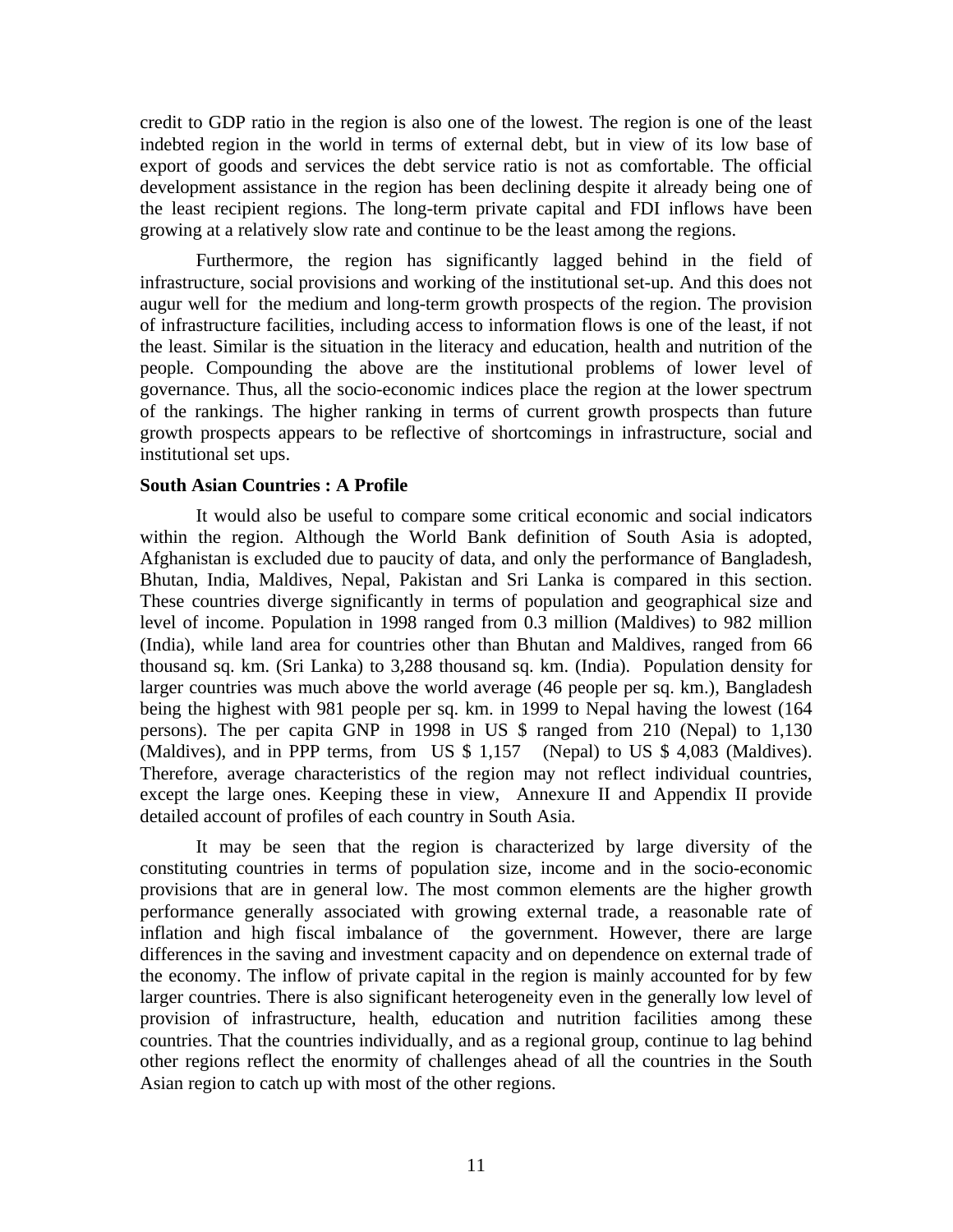credit to GDP ratio in the region is also one of the lowest. The region is one of the least indebted region in the world in terms of external debt, but in view of its low base of export of goods and services the debt service ratio is not as comfortable. The official development assistance in the region has been declining despite it already being one of the least recipient regions. The long-term private capital and FDI inflows have been growing at a relatively slow rate and continue to be the least among the regions.

Furthermore, the region has significantly lagged behind in the field of infrastructure, social provisions and working of the institutional set-up. And this does not augur well for the medium and long-term growth prospects of the region. The provision of infrastructure facilities, including access to information flows is one of the least, if not the least. Similar is the situation in the literacy and education, health and nutrition of the people. Compounding the above are the institutional problems of lower level of governance. Thus, all the socio-economic indices place the region at the lower spectrum of the rankings. The higher ranking in terms of current growth prospects than future growth prospects appears to be reflective of shortcomings in infrastructure, social and institutional set ups.

**South Asian Countries : A Profile**

It would also be useful to compare some critical economic and social indicators within the region. Although the World Bank definition of South Asia is adopted, Afghanistan is excluded due to paucity of data, and only the performance of Bangladesh, Bhutan, India, Maldives, Nepal, Pakistan and Sri Lanka is compared in this section. These countries diverge significantly in terms of population and geographical size and level of income. Population in 1998 ranged from 0.3 million (Maldives) to 982 million (India), while land area for countries other than Bhutan and Maldives, ranged from 66 thousand sq. km. (Sri Lanka) to 3,288 thousand sq. km. (India). Population density for larger countries was much above the world average (46 people per sq. km.), Bangladesh being the highest with 981 people per sq. km. in 1999 to Nepal having the lowest (164 persons). The per capita GNP in 1998 in US $ ranged from 210 (Nepal) to 1,130 (Maldives), and in PPP terms, from US $ 1,157 (Nepal) to US $ 4,083 (Maldives). Therefore, average characteristics of the region may not reflect individual countries, except the large ones. Keeping these in view, Annexure II and Appendix II provide detailed account of profiles of each country in South Asia.

It may be seen that the region is characterized by large diversity of the constituting countries in terms of population size, income and in the socio-economic provisions that are in general low. The most common elements are the higher growth performance generally associated with growing external trade, a reasonable rate of inflation and high fiscal imbalance of the government. However, there are large differences in the saving and investment capacity and on dependence on external trade of the economy. The inflow of private capital in the region is mainly accounted for by few larger countries. There is also significant heterogeneity even in the generally low level of provision of infrastructure, health, education and nutrition facilities among these countries. That the countries individually, and as a regional group, continue to lag behind other regions reflect the enormity of challenges ahead of all the countries in the South Asian region to catch up with most of the other regions.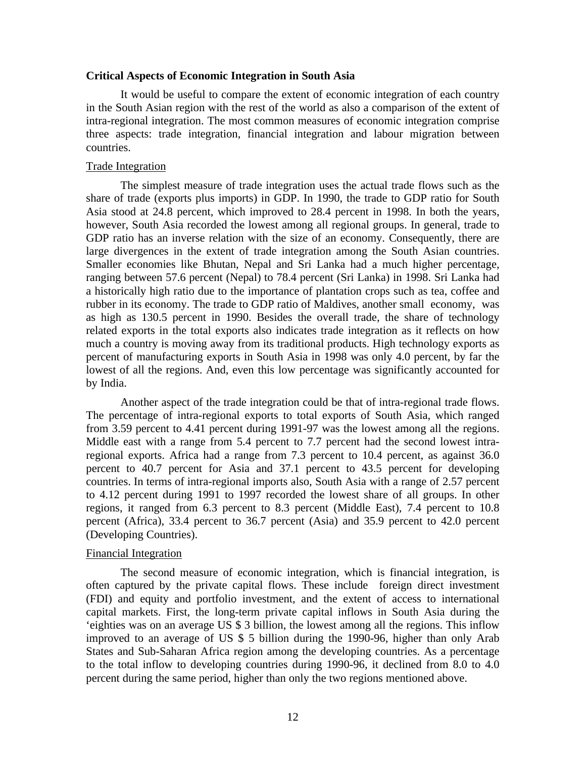**Critical Aspects of Economic Integration in South Asia**

It would be useful to compare the extent of economic integration of each country in the South Asian region with the rest of the world as also a comparison of the extent of intra-regional integration. The most common measures of economic integration comprise three aspects: trade integration, financial integration and labour migration between countries.

Trade Integration

The simplest measure of trade integration uses the actual trade flows such as the share of trade (exports plus imports) in GDP. In 1990, the trade to GDP ratio for South Asia stood at 24.8 percent, which improved to 28.4 percent in 1998. In both the years, however, South Asia recorded the lowest among all regional groups. In general, trade to GDP ratio has an inverse relation with the size of an economy. Consequently, there are large divergences in the extent of trade integration among the South Asian countries. Smaller economies like Bhutan, Nepal and Sri Lanka had a much higher percentage, ranging between 57.6 percent (Nepal) to 78.4 percent (Sri Lanka) in 1998. Sri Lanka had a historically high ratio due to the importance of plantation crops such as tea, coffee and rubber in its economy. The trade to GDP ratio of Maldives, another small economy, was as high as 130.5 percent in 1990. Besides the overall trade, the share of technology related exports in the total exports also indicates trade integration as it reflects on how much a country is moving away from its traditional products. High technology exports as percent of manufacturing exports in South Asia in 1998 was only 4.0 percent, by far the lowest of all the regions. And, even this low percentage was significantly accounted for by India.

Another aspect of the trade integration could be that of intra-regional trade flows. The percentage of intra-regional exports to total exports of South Asia, which ranged from 3.59 percent to 4.41 percent during 1991-97 was the lowest among all the regions. Middle east with a range from 5.4 percent to 7.7 percent had the second lowest intra-regional exports. Africa had a range from 7.3 percent to 10.4 percent, as against 36.0 percent to 40.7 percent for Asia and 37.1 percent to 43.5 percent for developing countries. In terms of intra-regional imports also, South Asia with a range of 2.57 percent to 4.12 percent during 1991 to 1997 recorded the lowest share of all groups. In other regions, it ranged from 6.3 percent to 8.3 percent (Middle East), 7.4 percent to 10.8 percent (Africa), 33.4 percent to 36.7 percent (Asia) and 35.9 percent to 42.0 percent (Developing Countries).

Financial Integration

The second measure of economic integration, which is financial integration, is often captured by the private capital flows. These include foreign direct investment (FDI) and equity and portfolio investment, and the extent of access to international capital markets. First, the long-term private capital inflows in South Asia during the 'eighties was on an average US $ 3 billion, the lowest among all the regions. This inflow improved to an average of US $ 5 billion during the 1990-96, higher than only Arab States and Sub-Saharan Africa region among the developing countries. As a percentage to the total inflow to developing countries during 1990-96, it declined from 8.0 to 4.0 percent during the same period, higher than only the two regions mentioned above.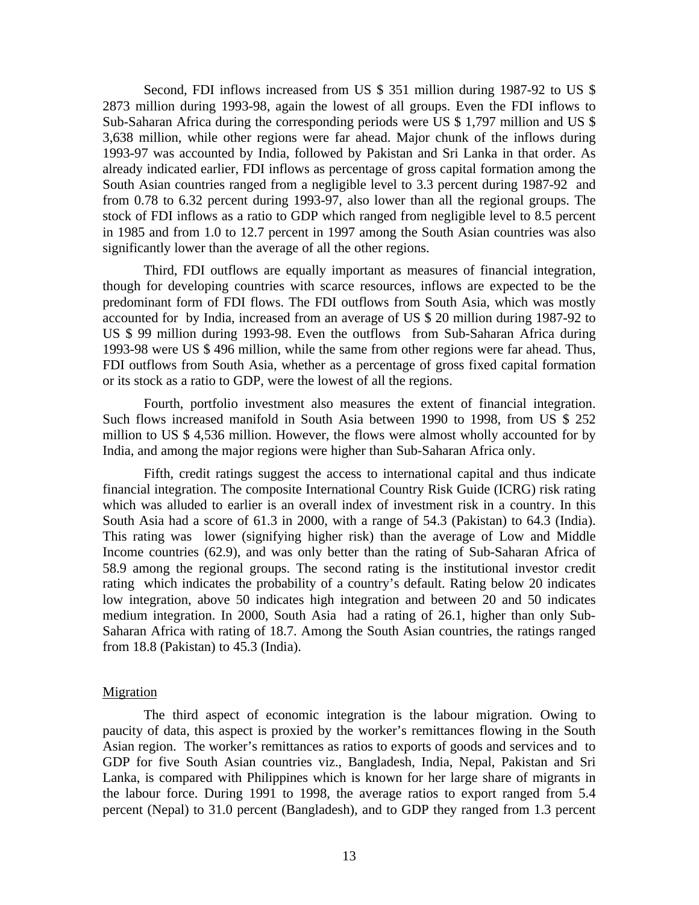Second, FDI inflows increased from US $ 351 million during 1987-92 to US $ 2873 million during 1993-98, again the lowest of all groups. Even the FDI inflows to Sub-Saharan Africa during the corresponding periods were US $ 1,797 million and US $ 3,638 million, while other regions were far ahead. Major chunk of the inflows during 1993-97 was accounted by India, followed by Pakistan and Sri Lanka in that order. As already indicated earlier, FDI inflows as percentage of gross capital formation among the South Asian countries ranged from a negligible level to 3.3 percent during 1987-92 and from 0.78 to 6.32 percent during 1993-97, also lower than all the regional groups. The stock of FDI inflows as a ratio to GDP which ranged from negligible level to 8.5 percent in 1985 and from 1.0 to 12.7 percent in 1997 among the South Asian countries was also significantly lower than the average of all the other regions.

Third, FDI outflows are equally important as measures of financial integration, though for developing countries with scarce resources, inflows are expected to be the predominant form of FDI flows. The FDI outflows from South Asia, which was mostly accounted for by India, increased from an average of US $ 20 million during 1987-92 to US $ 99 million during 1993-98. Even the outflows from Sub-Saharan Africa during 1993-98 were US $ 496 million, while the same from other regions were far ahead. Thus, FDI outflows from South Asia, whether as a percentage of gross fixed capital formation or its stock as a ratio to GDP, were the lowest of all the regions.

Fourth, portfolio investment also measures the extent of financial integration. Such flows increased manifold in South Asia between 1990 to 1998, from US $ 252 million to US $ 4,536 million. However, the flows were almost wholly accounted for by India, and among the major regions were higher than Sub-Saharan Africa only.

Fifth, credit ratings suggest the access to international capital and thus indicate financial integration. The composite International Country Risk Guide (ICRG) risk rating which was alluded to earlier is an overall index of investment risk in a country. In this South Asia had a score of 61.3 in 2000, with a range of 54.3 (Pakistan) to 64.3 (India). This rating was lower (signifying higher risk) than the average of Low and Middle Income countries (62.9), and was only better than the rating of Sub-Saharan Africa of 58.9 among the regional groups. The second rating is the institutional investor credit rating which indicates the probability of a country's default. Rating below 20 indicates low integration, above 50 indicates high integration and between 20 and 50 indicates medium integration. In 2000, South Asia had a rating of 26.1, higher than only Sub-Saharan Africa with rating of 18.7. Among the South Asian countries, the ratings ranged from 18.8 (Pakistan) to 45.3 (India).

## Migration

The third aspect of economic integration is the labour migration. Owing to paucity of data, this aspect is proxied by the worker's remittances flowing in the South Asian region. The worker's remittances as ratios to exports of goods and services and to GDP for five South Asian countries viz., Bangladesh, India, Nepal, Pakistan and Sri Lanka, is compared with Philippines which is known for her large share of migrants in the labour force. During 1991 to 1998, the average ratios to export ranged from 5.4 percent (Nepal) to 31.0 percent (Bangladesh), and to GDP they ranged from 1.3 percent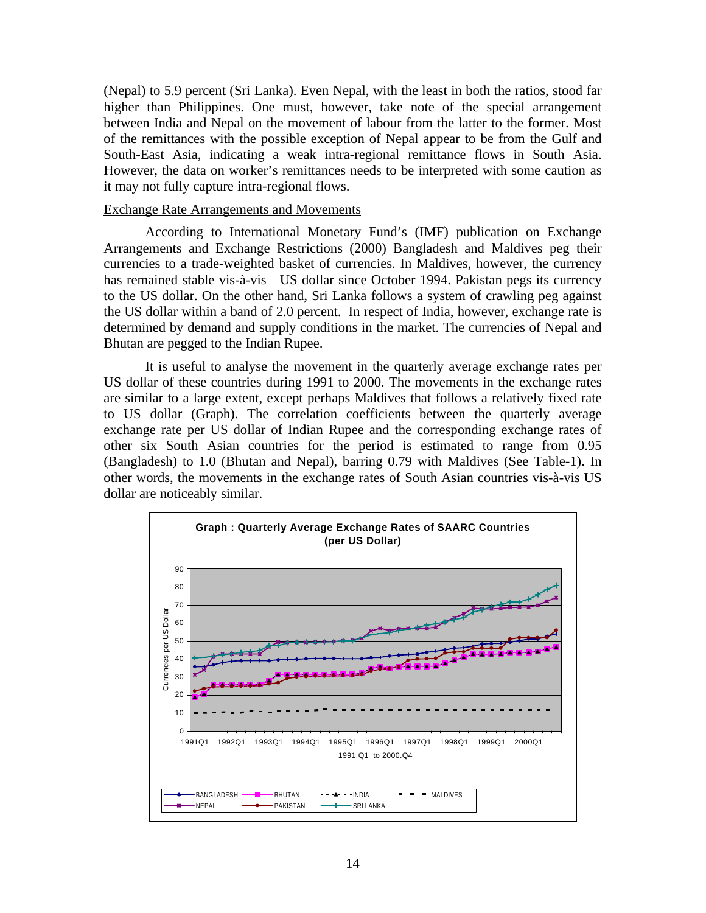(Nepal) to 5.9 percent (Sri Lanka). Even Nepal, with the least in both the ratios, stood far higher than Philippines. One must, however, take note of the special arrangement between India and Nepal on the movement of labour from the latter to the former. Most of the remittances with the possible exception of Nepal appear to be from the Gulf and South-East Asia, indicating a weak intra-regional remittance flows in South Asia. However, the data on worker's remittances needs to be interpreted with some caution as it may not fully capture intra-regional flows.

<u>Exchange Rate Arrangements and Movements</u>

According to International Monetary Fund's (IMF) publication on Exchange Arrangements and Exchange Restrictions (2000) Bangladesh and Maldives peg their currencies to a trade-weighted basket of currencies. In Maldives, however, the currency has remained stable vis-à-vis US dollar since October 1994. Pakistan pegs its currency to the US dollar. On the other hand, Sri Lanka follows a system of crawling peg against the US dollar within a band of 2.0 percent. In respect of India, however, exchange rate is determined by demand and supply conditions in the market. The currencies of Nepal and Bhutan are pegged to the Indian Rupee.

It is useful to analyse the movement in the quarterly average exchange rates per US dollar of these countries during 1991 to 2000. The movements in the exchange rates are similar to a large extent, except perhaps Maldives that follows a relatively fixed rate to US dollar (Graph). The correlation coefficients between the quarterly average exchange rate per US dollar of Indian Rupee and the corresponding exchange rates of other six South Asian countries for the period is estimated to range from 0.95 (Bangladesh) to 1.0 (Bhutan and Nepal), barring 0.79 with Maldives (See Table-1). In other words, the movements in the exchange rates of South Asian countries vis-à-vis US dollar are noticeably similar.

**Graph : Quarterly Average Exchange Rates of SAARC Countries (per US Dollar)**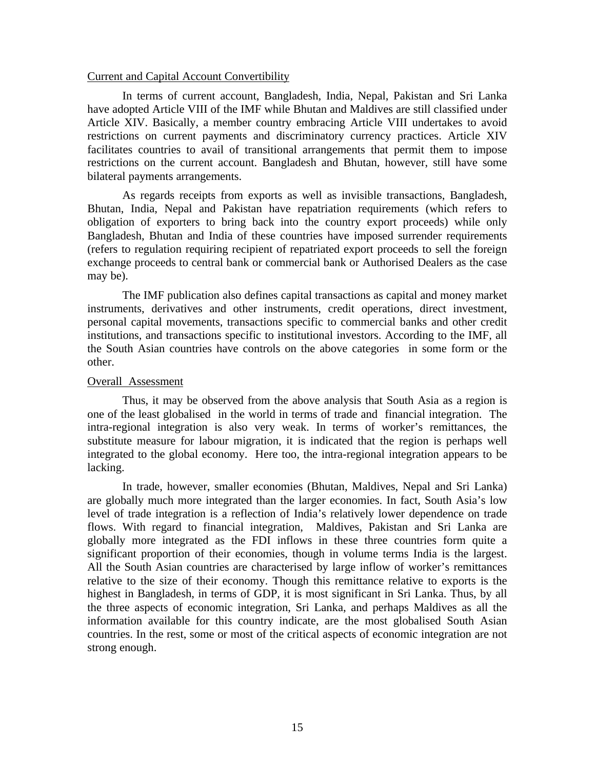Current and Capital Account Convertibility

In terms of current account, Bangladesh, India, Nepal, Pakistan and Sri Lanka have adopted Article VIII of the IMF while Bhutan and Maldives are still classified under Article XIV. Basically, a member country embracing Article VIII undertakes to avoid restrictions on current payments and discriminatory currency practices. Article XIV facilitates countries to avail of transitional arrangements that permit them to impose restrictions on the current account. Bangladesh and Bhutan, however, still have some bilateral payments arrangements.

As regards receipts from exports as well as invisible transactions, Bangladesh, Bhutan, India, Nepal and Pakistan have repatriation requirements (which refers to obligation of exporters to bring back into the country export proceeds) while only Bangladesh, Bhutan and India of these countries have imposed surrender requirements (refers to regulation requiring recipient of repatriated export proceeds to sell the foreign exchange proceeds to central bank or commercial bank or Authorised Dealers as the case may be).

The IMF publication also defines capital transactions as capital and money market instruments, derivatives and other instruments, credit operations, direct investment, personal capital movements, transactions specific to commercial banks and other credit institutions, and transactions specific to institutional investors. According to the IMF, all the South Asian countries have controls on the above categories in some form or the other.

Overall Assessment

Thus, it may be observed from the above analysis that South Asia as a region is one of the least globalised in the world in terms of trade and financial integration. The intra-regional integration is also very weak. In terms of worker's remittances, the substitute measure for labour migration, it is indicated that the region is perhaps well integrated to the global economy. Here too, the intra-regional integration appears to be lacking.

In trade, however, smaller economies (Bhutan, Maldives, Nepal and Sri Lanka) are globally much more integrated than the larger economies. In fact, South Asia's low level of trade integration is a reflection of India's relatively lower dependence on trade flows. With regard to financial integration, Maldives, Pakistan and Sri Lanka are globally more integrated as the FDI inflows in these three countries form quite a significant proportion of their economies, though in volume terms India is the largest. All the South Asian countries are characterised by large inflow of worker's remittances relative to the size of their economy. Though this remittance relative to exports is the highest in Bangladesh, in terms of GDP, it is most significant in Sri Lanka. Thus, by all the three aspects of economic integration, Sri Lanka, and perhaps Maldives as all the information available for this country indicate, are the most globalised South Asian countries. In the rest, some or most of the critical aspects of economic integration are not strong enough.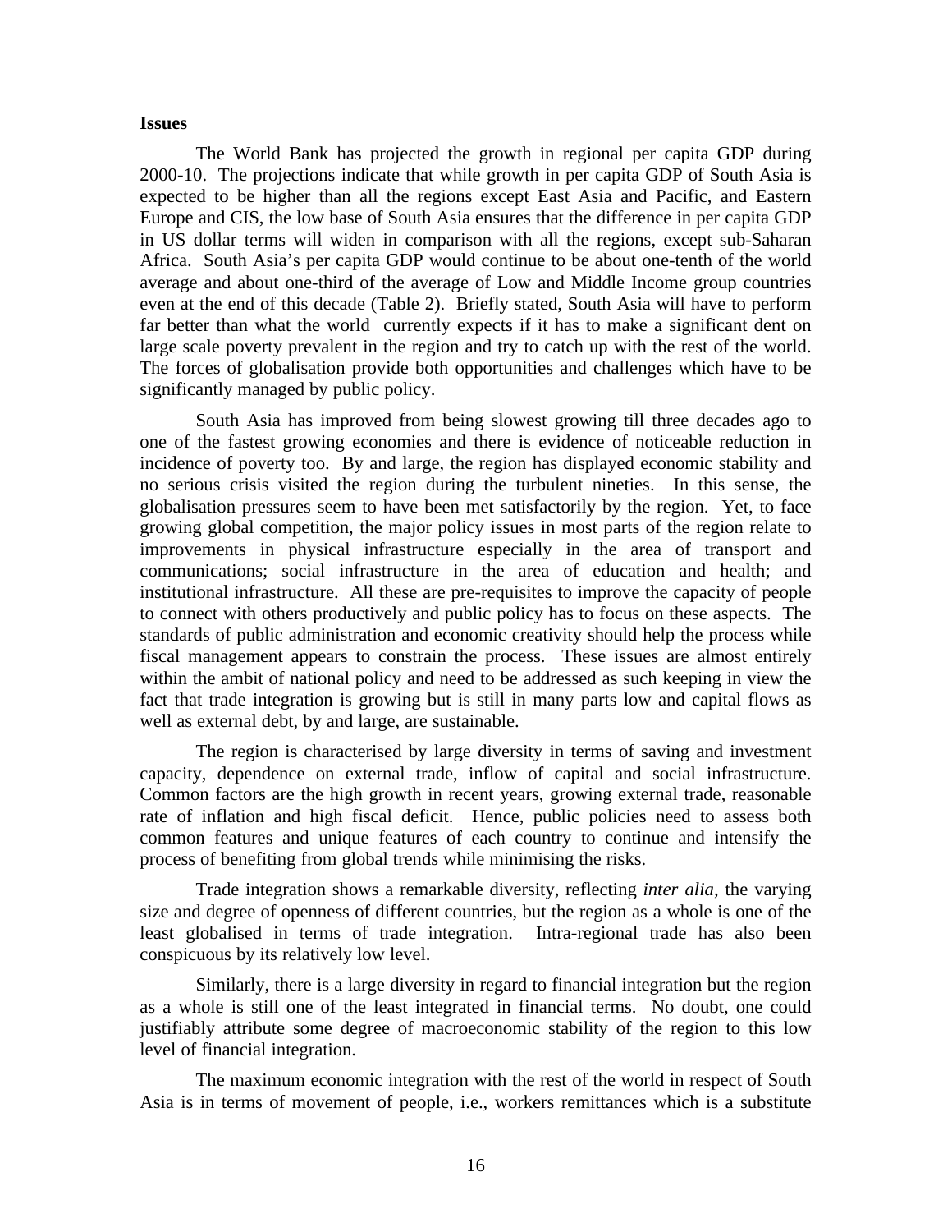**Issues**

The World Bank has projected the growth in regional per capita GDP during 2000-10. The projections indicate that while growth in per capita GDP of South Asia is expected to be higher than all the regions except East Asia and Pacific, and Eastern Europe and CIS, the low base of South Asia ensures that the difference in per capita GDP in US dollar terms will widen in comparison with all the regions, except sub-Saharan Africa. South Asia's per capita GDP would continue to be about one-tenth of the world average and about one-third of the average of Low and Middle Income group countries even at the end of this decade (Table 2). Briefly stated, South Asia will have to perform far better than what the world currently expects if it has to make a significant dent on large scale poverty prevalent in the region and try to catch up with the rest of the world. The forces of globalisation provide both opportunities and challenges which have to be significantly managed by public policy.

South Asia has improved from being slowest growing till three decades ago to one of the fastest growing economies and there is evidence of noticeable reduction in incidence of poverty too. By and large, the region has displayed economic stability and no serious crisis visited the region during the turbulent nineties. In this sense, the globalisation pressures seem to have been met satisfactorily by the region. Yet, to face growing global competition, the major policy issues in most parts of the region relate to improvements in physical infrastructure especially in the area of transport and communications; social infrastructure in the area of education and health; and institutional infrastructure. All these are pre-requisites to improve the capacity of people to connect with others productively and public policy has to focus on these aspects. The standards of public administration and economic creativity should help the process while fiscal management appears to constrain the process. These issues are almost entirely within the ambit of national policy and need to be addressed as such keeping in view the fact that trade integration is growing but is still in many parts low and capital flows as well as external debt, by and large, are sustainable.

The region is characterised by large diversity in terms of saving and investment capacity, dependence on external trade, inflow of capital and social infrastructure. Common factors are the high growth in recent years, growing external trade, reasonable rate of inflation and high fiscal deficit. Hence, public policies need to assess both common features and unique features of each country to continue and intensify the process of benefiting from global trends while minimising the risks.

Trade integration shows a remarkable diversity, reflecting *inter alia*, the varying size and degree of openness of different countries, but the region as a whole is one of the least globalised in terms of trade integration. Intra-regional trade has also been conspicuous by its relatively low level.

Similarly, there is a large diversity in regard to financial integration but the region as a whole is still one of the least integrated in financial terms. No doubt, one could justifiably attribute some degree of macroeconomic stability of the region to this low level of financial integration.

The maximum economic integration with the rest of the world in respect of South Asia is in terms of movement of people, i.e., workers remittances which is a substitute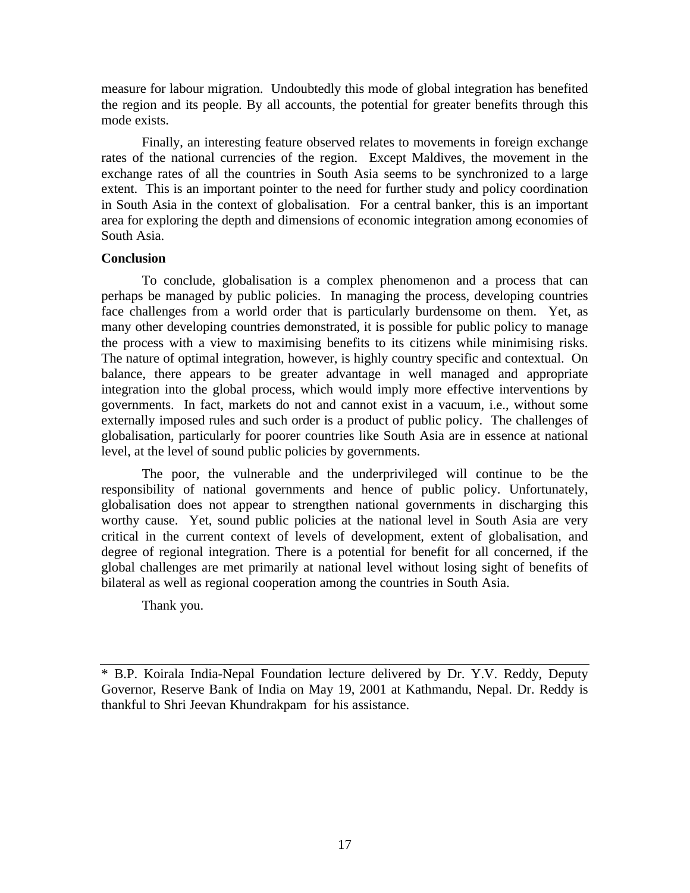measure for labour migration. Undoubtedly this mode of global integration has benefited the region and its people. By all accounts, the potential for greater benefits through this mode exists.

Finally, an interesting feature observed relates to movements in foreign exchange rates of the national currencies of the region. Except Maldives, the movement in the exchange rates of all the countries in South Asia seems to be synchronized to a large extent. This is an important pointer to the need for further study and policy coordination in South Asia in the context of globalisation. For a central banker, this is an important area for exploring the depth and dimensions of economic integration among economies of South Asia.

**Conclusion**

To conclude, globalisation is a complex phenomenon and a process that can perhaps be managed by public policies. In managing the process, developing countries face challenges from a world order that is particularly burdensome on them. Yet, as many other developing countries demonstrated, it is possible for public policy to manage the process with a view to maximising benefits to its citizens while minimising risks. The nature of optimal integration, however, is highly country specific and contextual. On balance, there appears to be greater advantage in well managed and appropriate integration into the global process, which would imply more effective interventions by governments. In fact, markets do not and cannot exist in a vacuum, i.e., without some externally imposed rules and such order is a product of public policy. The challenges of globalisation, particularly for poorer countries like South Asia are in essence at national level, at the level of sound public policies by governments.

The poor, the vulnerable and the underprivileged will continue to be the responsibility of national governments and hence of public policy. Unfortunately, globalisation does not appear to strengthen national governments in discharging this worthy cause. Yet, sound public policies at the national level in South Asia are very critical in the current context of levels of development, extent of globalisation, and degree of regional integration. There is a potential for benefit for all concerned, if the global challenges are met primarily at national level without losing sight of benefits of bilateral as well as regional cooperation among the countries in South Asia.

Thank you.

---

* B.P. Koirala India-Nepal Foundation lecture delivered by Dr. Y.V. Reddy, Deputy Governor, Reserve Bank of India on May 19, 2001 at Kathmandu, Nepal. Dr. Reddy is thankful to Shri Jeevan Khundrakpam for his assistance.